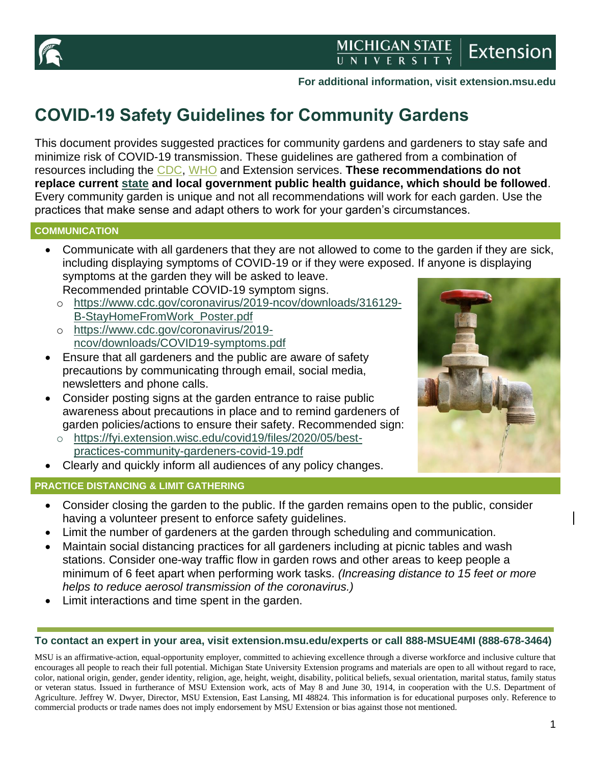For additional information, visit extension.msu.edu

# COVID-19 Safety Guidelines for Community Gardens

This document provides suggested practices for community gardens and gardeners to stay safe and minimize risk of COVID-19 transmission. These guidelines are gathered from a combination of resources including the CDC, WHO and Extension services. **These recommendations do not replace current state and local government public health guidance, which should be followed**. Every community garden is unique and not all recommendations will work for each garden. Use the practices that make sense and adapt others to work for your garden's circumstances.

## COMMUNICATION

- Communicate with all gardeners that they are not allowed to come to the garden if they are sick, including displaying symptoms of COVID-19 or if they were exposed. If anyone is displaying symptoms at the garden they will be asked to leave. Recommended printable COVID-19 symptom signs.
  - https://www.cdc.gov/coronavirus/2019-ncov/downloads/316129-B-StayHomeFromWork_Poster.pdf
  - https://www.cdc.gov/coronavirus/2019-ncov/downloads/COVID19-symptoms.pdf
- Ensure that all gardeners and the public are aware of safety precautions by communicating through email, social media, newsletters and phone calls.
- Consider posting signs at the garden entrance to raise public awareness about precautions in place and to remind gardeners of garden policies/actions to ensure their safety. Recommended sign:
  - https://fyi.extension.wisc.edu/covid19/files/2020/05/best-practices-community-gardeners-covid-19.pdf
- Clearly and quickly inform all audiences of any policy changes.

## PRACTICE DISTANCING & LIMIT GATHERING

- Consider closing the garden to the public. If the garden remains open to the public, consider having a volunteer present to enforce safety guidelines.
- Limit the number of gardeners at the garden through scheduling and communication.
- Maintain social distancing practices for all gardeners including at picnic tables and wash stations. Consider one-way traffic flow in garden rows and other areas to keep people a minimum of 6 feet apart when performing work tasks. *(Increasing distance to 15 feet or more helps to reduce aerosol transmission of the coronavirus.)*
- Limit interactions and time spent in the garden.

**To contact an expert in your area, visit extension.msu.edu/experts or call 888-MSUE4MI (888-678-3464)**

MSU is an affirmative-action, equal-opportunity employer, committed to achieving excellence through a diverse workforce and inclusive culture that encourages all people to reach their full potential. Michigan State University Extension programs and materials are open to all without regard to race, color, national origin, gender, gender identity, religion, age, height, weight, disability, political beliefs, sexual orientation, marital status, family status or veteran status. Issued in furtherance of MSU Extension work, acts of May 8 and June 30, 1914, in cooperation with the U.S. Department of Agriculture. Jeffrey W. Dwyer, Director, MSU Extension, East Lansing, MI 48824. This information is for educational purposes only. Reference to commercial products or trade names does not imply endorsement by MSU Extension or bias against those not mentioned.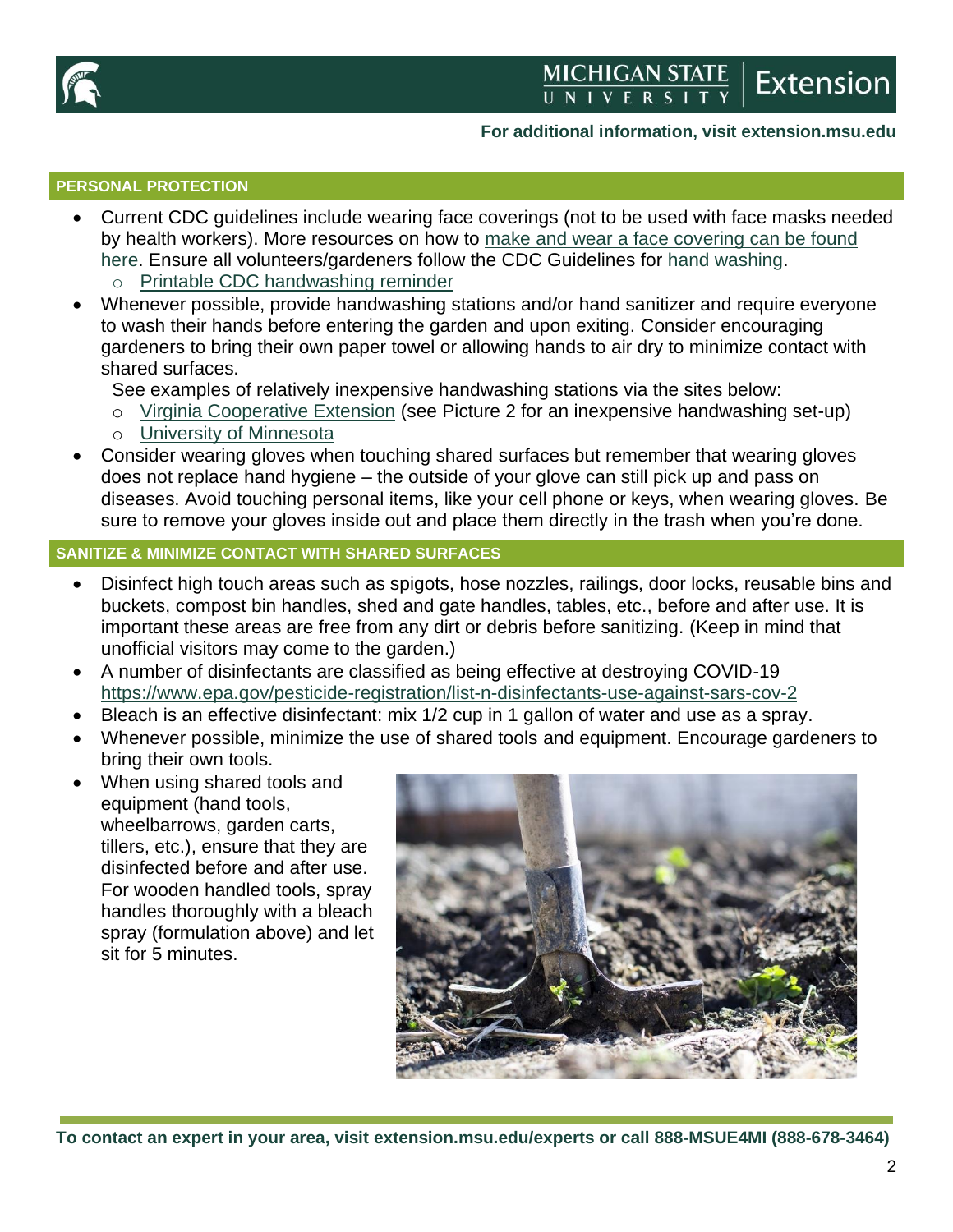## PERSONAL PROTECTION

- Current CDC guidelines include wearing face coverings (not to be used with face masks needed by health workers). More resources on how to make and wear a face covering can be found here. Ensure all volunteers/gardeners follow the CDC Guidelines for hand washing.
  - Printable CDC handwashing reminder
- Whenever possible, provide handwashing stations and/or hand sanitizer and require everyone to wash their hands before entering the garden and upon exiting. Consider encouraging gardeners to bring their own paper towel or allowing hands to air dry to minimize contact with shared surfaces.

  See examples of relatively inexpensive handwashing stations via the sites below:
  - Virginia Cooperative Extension (see Picture 2 for an inexpensive handwashing set-up)
  - University of Minnesota
- Consider wearing gloves when touching shared surfaces but remember that wearing gloves does not replace hand hygiene – the outside of your glove can still pick up and pass on diseases. Avoid touching personal items, like your cell phone or keys, when wearing gloves. Be sure to remove your gloves inside out and place them directly in the trash when you're done.

## SANITIZE & MINIMIZE CONTACT WITH SHARED SURFACES

- Disinfect high touch areas such as spigots, hose nozzles, railings, door locks, reusable bins and buckets, compost bin handles, shed and gate handles, tables, etc., before and after use. It is important these areas are free from any dirt or debris before sanitizing. (Keep in mind that unofficial visitors may come to the garden.)
- A number of disinfectants are classified as being effective at destroying COVID-19 https://www.epa.gov/pesticide-registration/list-n-disinfectants-use-against-sars-cov-2
- Bleach is an effective disinfectant: mix 1/2 cup in 1 gallon of water and use as a spray.
- Whenever possible, minimize the use of shared tools and equipment. Encourage gardeners to bring their own tools.
- When using shared tools and equipment (hand tools, wheelbarrows, garden carts, tillers, etc.), ensure that they are disinfected before and after use. For wooden handled tools, spray handles thoroughly with a bleach spray (formulation above) and let sit for 5 minutes.